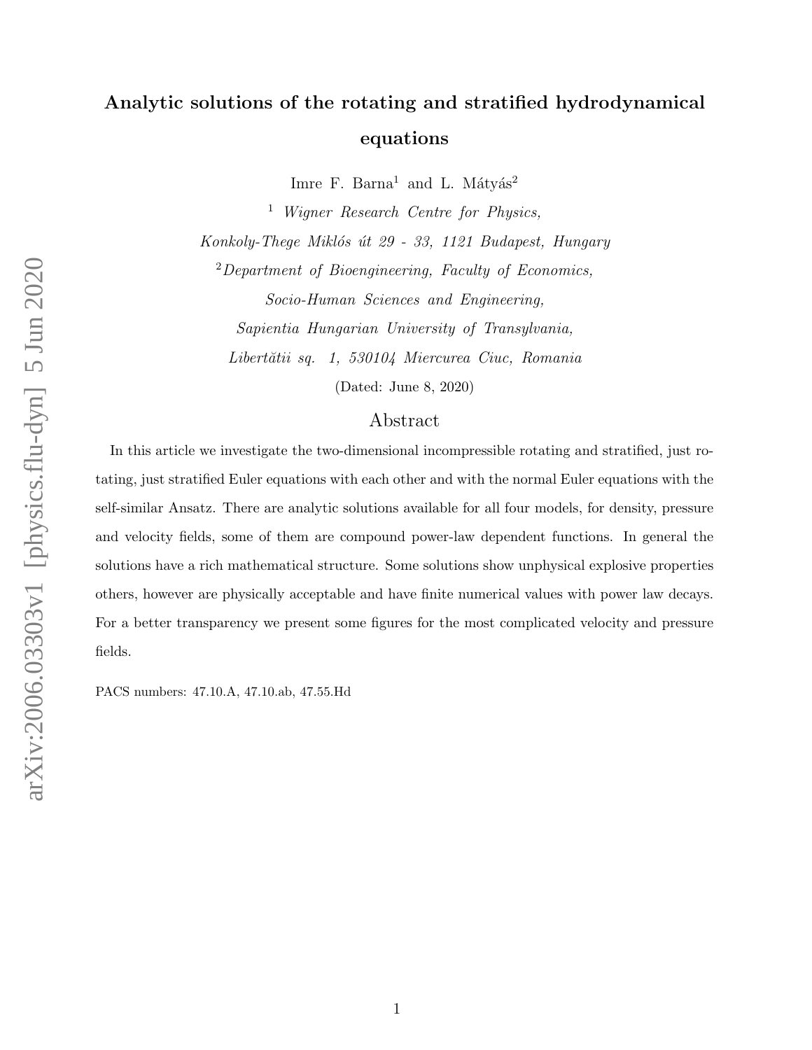# Analytic solutions of the rotating and stratified hydrodynamical equations

Imre F. Barna[1] and L. Mátyás[2]

[1] *Wigner Research Centre for Physics, Konkoly-Thege Miklós út 29 - 33, 1121 Budapest, Hungary*

[2] *Department of Bioengineering, Faculty of Economics, Socio-Human Sciences and Engineering, Sapientia Hungarian University of Transylvania, Libertătii sq. 1, 530104 Miercurea Ciuc, Romania*

(Dated: June 8, 2020)

## Abstract

In this article we investigate the two-dimensional incompressible rotating and stratified, just rotating, just stratified Euler equations with each other and with the normal Euler equations with the self-similar Ansatz. There are analytic solutions available for all four models, for density, pressure and velocity fields, some of them are compound power-law dependent functions. In general the solutions have a rich mathematical structure. Some solutions show unphysical explosive properties others, however are physically acceptable and have finite numerical values with power law decays. For a better transparency we present some figures for the most complicated velocity and pressure fields.

PACS numbers: 47.10.A, 47.10.ab, 47.55.Hd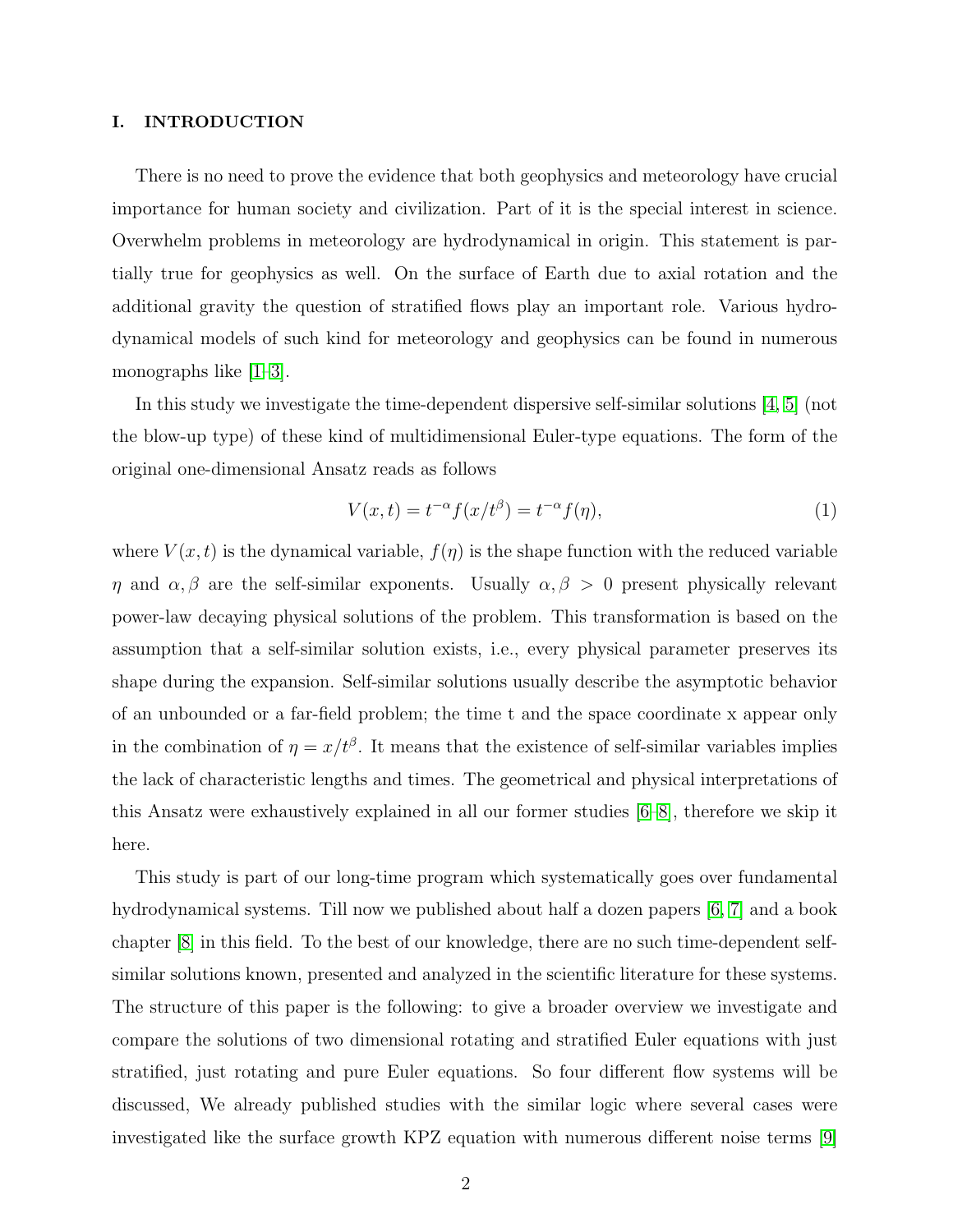## I. INTRODUCTION

There is no need to prove the evidence that both geophysics and meteorology have crucial importance for human society and civilization. Part of it is the special interest in science. Overwhelm problems in meteorology are hydrodynamical in origin. This statement is partially true for geophysics as well. On the surface of Earth due to axial rotation and the additional gravity the question of stratified flows play an important role. Various hydrodynamical models of such kind for meteorology and geophysics can be found in numerous monographs like [1–3].

In this study we investigate the time-dependent dispersive self-similar solutions [4, 5] (not the blow-up type) of these kind of multidimensional Euler-type equations. The form of the original one-dimensional Ansatz reads as follows

$$V(x,t) = t^{-\alpha} f(x/t^{\beta}) = t^{-\alpha} f(\eta), \tag{1}$$

where $V(x,t)$ is the dynamical variable, $f(\eta)$ is the shape function with the reduced variable $\eta$ and $\alpha, \beta$ are the self-similar exponents. Usually $\alpha, \beta > 0$ present physically relevant power-law decaying physical solutions of the problem. This transformation is based on the assumption that a self-similar solution exists, i.e., every physical parameter preserves its shape during the expansion. Self-similar solutions usually describe the asymptotic behavior of an unbounded or a far-field problem; the time t and the space coordinate x appear only in the combination of $\eta = x/t^{\beta}$. It means that the existence of self-similar variables implies the lack of characteristic lengths and times. The geometrical and physical interpretations of this Ansatz were exhaustively explained in all our former studies [6–8], therefore we skip it here.

This study is part of our long-time program which systematically goes over fundamental hydrodynamical systems. Till now we published about half a dozen papers [6, 7] and a book chapter [8] in this field. To the best of our knowledge, there are no such time-dependent self-similar solutions known, presented and analyzed in the scientific literature for these systems. The structure of this paper is the following: to give a broader overview we investigate and compare the solutions of two dimensional rotating and stratified Euler equations with just stratified, just rotating and pure Euler equations. So four different flow systems will be discussed, We already published studies with the similar logic where several cases were investigated like the surface growth KPZ equation with numerous different noise terms [9]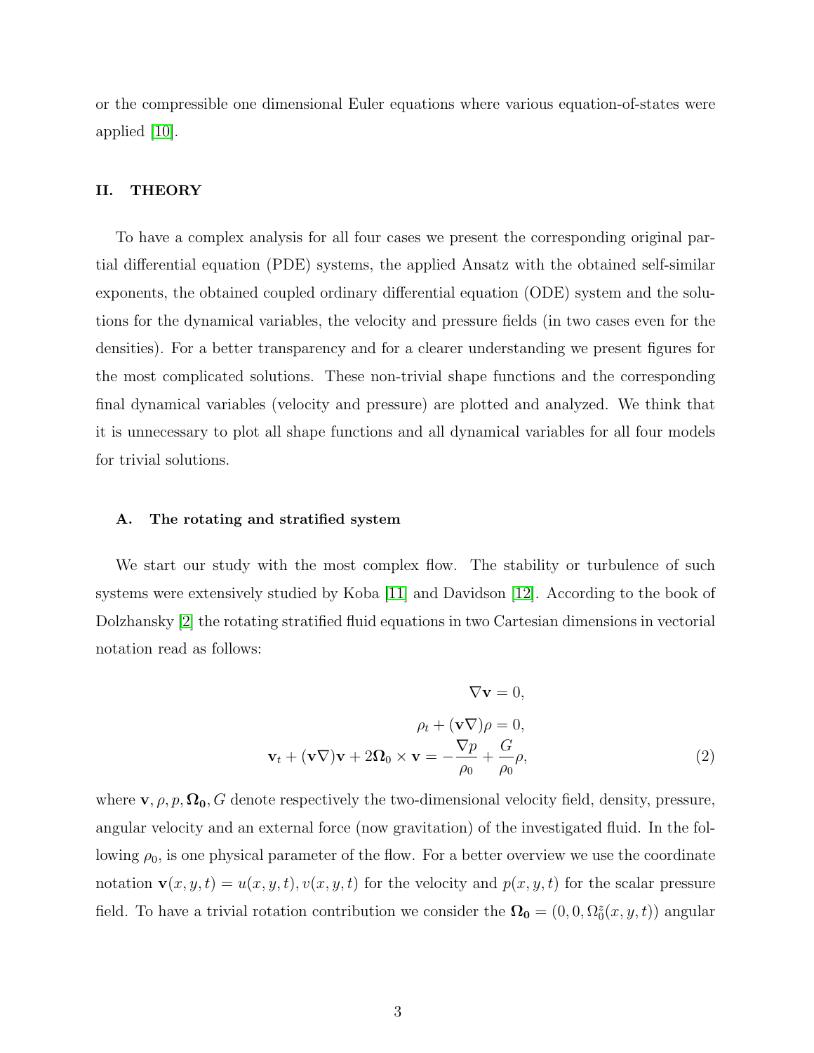or the compressible one dimensional Euler equations where various equation-of-states were applied [10].

## II. THEORY

To have a complex analysis for all four cases we present the corresponding original partial differential equation (PDE) systems, the applied Ansatz with the obtained self-similar exponents, the obtained coupled ordinary differential equation (ODE) system and the solutions for the dynamical variables, the velocity and pressure fields (in two cases even for the densities). For a better transparency and for a clearer understanding we present figures for the most complicated solutions. These non-trivial shape functions and the corresponding final dynamical variables (velocity and pressure) are plotted and analyzed. We think that it is unnecessary to plot all shape functions and all dynamical variables for all four models for trivial solutions.

### A. The rotating and stratified system

We start our study with the most complex flow. The stability or turbulence of such systems were extensively studied by Koba [11] and Davidson [12]. According to the book of Dolzhansky [2] the rotating stratified fluid equations in two Cartesian dimensions in vectorial notation read as follows:

$$\nabla \mathbf{v} = 0,$$

$$\rho_t + (\mathbf{v}\nabla)\rho = 0,$$

$$\mathbf{v}_t + (\mathbf{v}\nabla)\mathbf{v} + 2\mathbf{\Omega}_0 \times \mathbf{v} = -\frac{\nabla p}{\rho_0} + \frac{G}{\rho_0}\rho, \tag{2}$$

where $\mathbf{v}, \rho, p, \mathbf{\Omega_0}, G$ denote respectively the two-dimensional velocity field, density, pressure, angular velocity and an external force (now gravitation) of the investigated fluid. In the following $\rho_0$, is one physical parameter of the flow. For a better overview we use the coordinate notation $\mathbf{v}(x, y, t) = u(x, y, t), v(x, y, t)$ for the velocity and $p(x, y, t)$ for the scalar pressure field. To have a trivial rotation contribution we consider the $\mathbf{\Omega_0} = (0, 0, \Omega_0^{\tilde{z}}(x, y, t))$ angular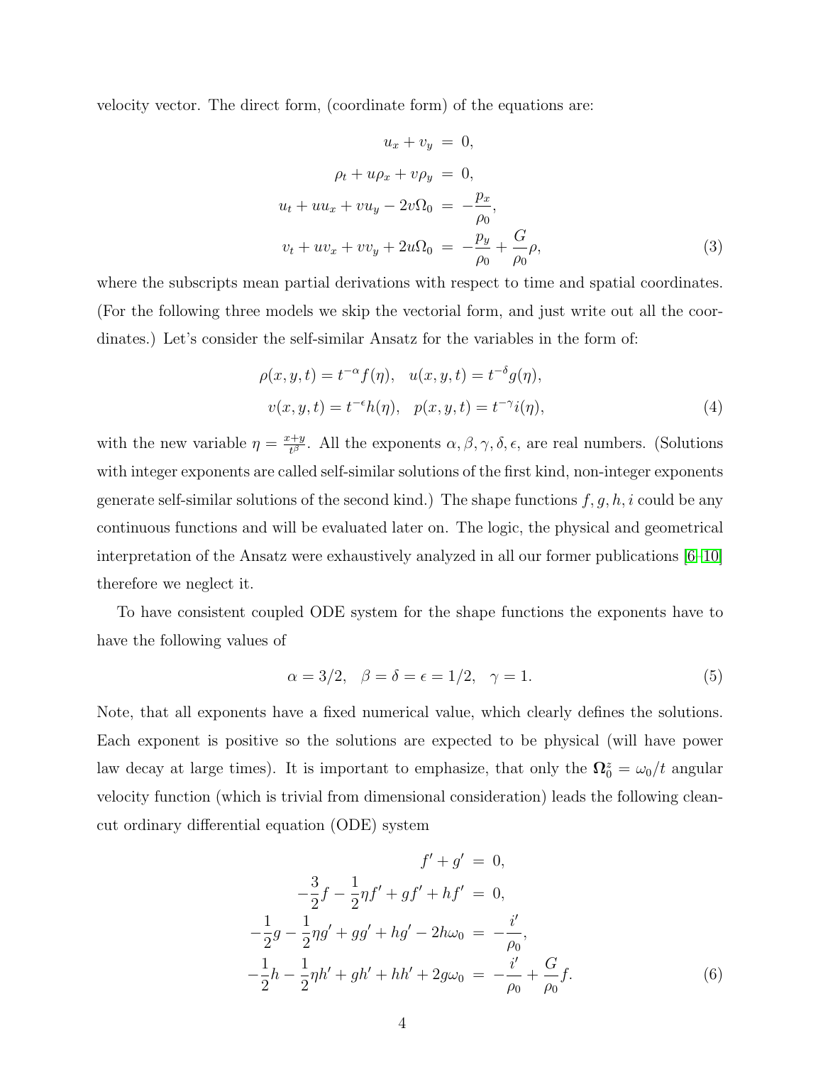velocity vector. The direct form, (coordinate form) of the equations are:

$$
\begin{aligned}
u_x + v_y &= 0, \\
\rho_t + u\rho_x + v\rho_y &= 0, \\
u_t + uu_x + vu_y - 2v\Omega_0 &= -\frac{p_x}{\rho_0}, \\
v_t + uv_x + vv_y + 2u\Omega_0 &= -\frac{p_y}{\rho_0} + \frac{G}{\rho_0}\rho,
\end{aligned} \tag{3}
$$

where the subscripts mean partial derivations with respect to time and spatial coordinates. (For the following three models we skip the vectorial form, and just write out all the coordinates.) Let's consider the self-similar Ansatz for the variables in the form of:

$$
\begin{aligned}
\rho(x,y,t) = t^{-\alpha} f(\eta), &\quad u(x,y,t) = t^{-\delta} g(\eta), \\
v(x,y,t) = t^{-\epsilon} h(\eta), &\quad p(x,y,t) = t^{-\gamma} i(\eta),
\end{aligned} \tag{4}
$$

with the new variable $\eta = \frac{x+y}{t^\beta}$. All the exponents $\alpha, \beta, \gamma, \delta, \epsilon$, are real numbers. (Solutions with integer exponents are called self-similar solutions of the first kind, non-integer exponents generate self-similar solutions of the second kind.) The shape functions $f, g, h, i$ could be any continuous functions and will be evaluated later on. The logic, the physical and geometrical interpretation of the Ansatz were exhaustively analyzed in all our former publications [6–10] therefore we neglect it.

To have consistent coupled ODE system for the shape functions the exponents have to have the following values of

$$
\alpha = 3/2, \quad \beta = \delta = \epsilon = 1/2, \quad \gamma = 1. \tag{5}
$$

Note, that all exponents have a fixed numerical value, which clearly defines the solutions. Each exponent is positive so the solutions are expected to be physical (will have power law decay at large times). It is important to emphasize, that only the $\mathbf{\Omega}_0^z = \omega_0/t$ angular velocity function (which is trivial from dimensional consideration) leads the following clean-cut ordinary differential equation (ODE) system

$$
\begin{aligned}
f' + g' &= 0, \\
-\frac{3}{2}f - \frac{1}{2}\eta f' + gf' + hf' &= 0, \\
-\frac{1}{2}g - \frac{1}{2}\eta g' + gg' + hg' - 2h\omega_0 &= -\frac{i'}{\rho_0}, \\
-\frac{1}{2}h - \frac{1}{2}\eta h' + gh' + hh' + 2g\omega_0 &= -\frac{i'}{\rho_0} + \frac{G}{\rho_0}f.
\end{aligned} \tag{6}
$$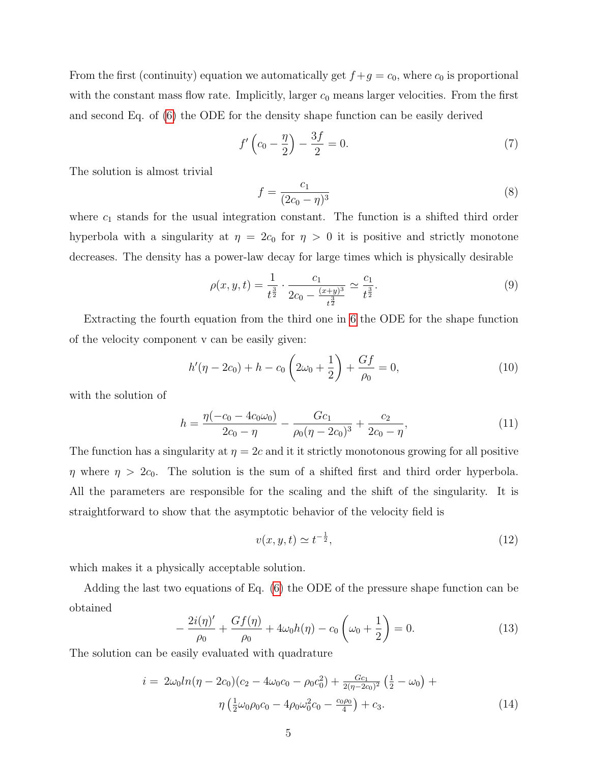From the first (continuity) equation we automatically get $f+g=c_0$, where $c_0$ is proportional with the constant mass flow rate. Implicitly, larger $c_0$ means larger velocities. From the first and second Eq. of (6) the ODE for the density shape function can be easily derived

$$f'\left(c_0 - \frac{\eta}{2}\right) - \frac{3f}{2} = 0. \tag{7}$$

The solution is almost trivial

$$f = \frac{c_1}{(2c_0 - \eta)^3} \tag{8}$$

where $c_1$ stands for the usual integration constant. The function is a shifted third order hyperbola with a singularity at $\eta = 2c_0$ for $\eta > 0$ it is positive and strictly monotone decreases. The density has a power-law decay for large times which is physically desirable

$$\rho(x,y,t) = \frac{1}{t^{\frac{3}{2}}} \cdot \frac{c_1}{2c_0 - \frac{(x+y)^3}{t^{\frac{3}{2}}}} \simeq \frac{c_1}{t^{\frac{3}{2}}}. \tag{9}$$

Extracting the fourth equation from the third one in 6 the ODE for the shape function of the velocity component v can be easily given:

$$h'(\eta - 2c_0) + h - c_0\left(2\omega_0 + \frac{1}{2}\right) + \frac{Gf}{\rho_0} = 0, \tag{10}$$

with the solution of

$$h = \frac{\eta(-c_0 - 4c_0\omega_0)}{2c_0 - \eta} - \frac{Gc_1}{\rho_0(\eta - 2c_0)^3} + \frac{c_2}{2c_0 - \eta}, \tag{11}$$

The function has a singularity at $\eta = 2c$ and it it strictly monotonous growing for all positive $\eta$ where $\eta > 2c_0$. The solution is the sum of a shifted first and third order hyperbola. All the parameters are responsible for the scaling and the shift of the singularity. It is straightforward to show that the asymptotic behavior of the velocity field is

$$v(x,y,t) \simeq t^{-\frac{1}{2}}, \tag{12}$$

which makes it a physically acceptable solution.

Adding the last two equations of Eq. (6) the ODE of the pressure shape function can be obtained

$$-\frac{2i(\eta)'}{\rho_0} + \frac{Gf(\eta)}{\rho_0} + 4\omega_0 h(\eta) - c_0\left(\omega_0 + \frac{1}{2}\right) = 0. \tag{13}$$

The solution can be easily evaluated with quadrature

$$\begin{aligned} i = \; & 2\omega_0 ln(\eta - 2c_0)(c_2 - 4\omega_0 c_0 - \rho_0 c_0^2) + \tfrac{Gc_1}{2(\eta - 2c_0)^2}\left(\tfrac{1}{2} - \omega_0\right) + \\ & \eta\left(\tfrac{1}{2}\omega_0\rho_0 c_0 - 4\rho_0\omega_0^2 c_0 - \tfrac{c_0\rho_0}{4}\right) + c_3. \end{aligned} \tag{14}$$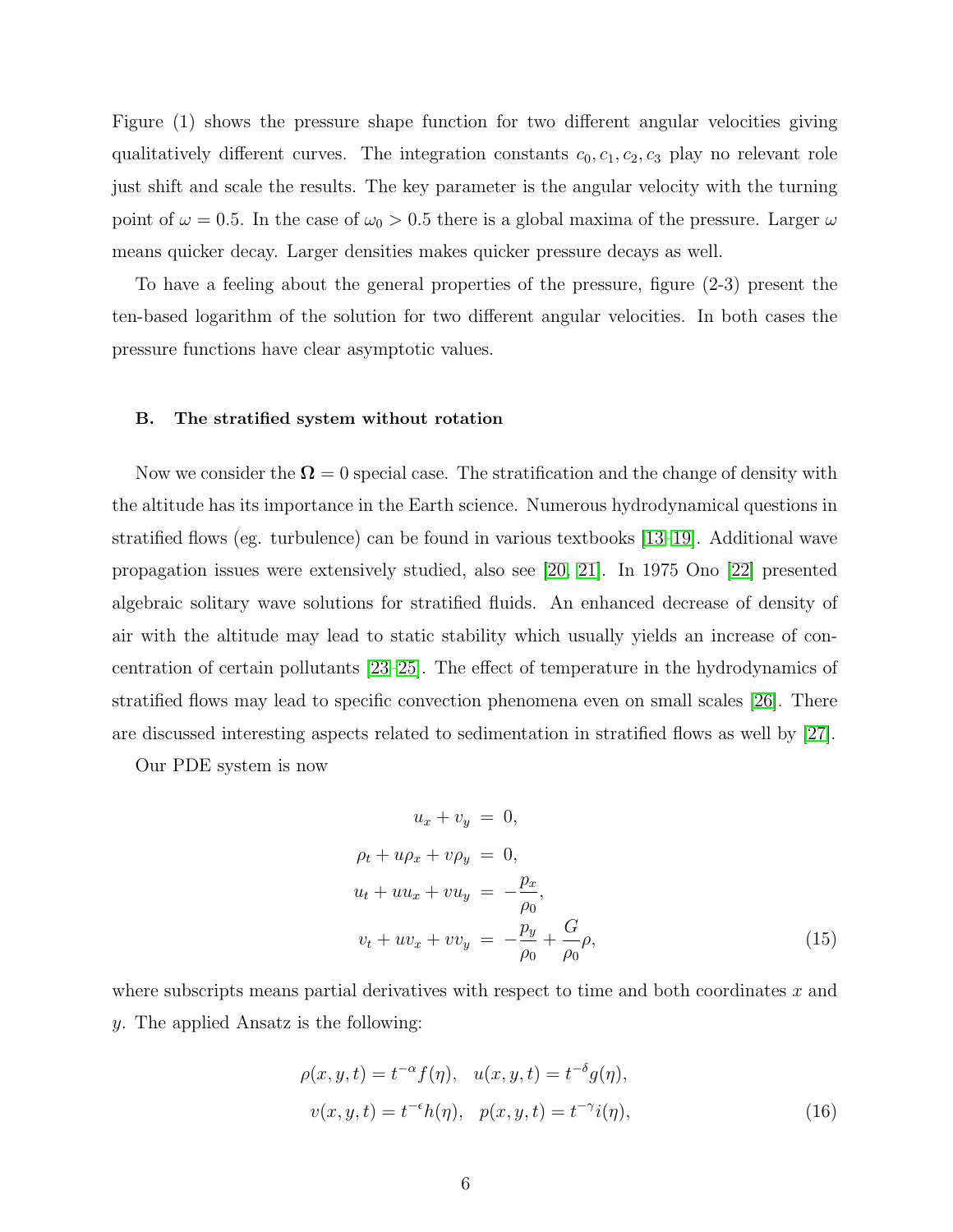Figure (1) shows the pressure shape function for two different angular velocities giving qualitatively different curves. The integration constants $c_0, c_1, c_2, c_3$ play no relevant role just shift and scale the results. The key parameter is the angular velocity with the turning point of $\omega = 0.5$. In the case of $\omega_0 > 0.5$ there is a global maxima of the pressure. Larger $\omega$ means quicker decay. Larger densities makes quicker pressure decays as well.

To have a feeling about the general properties of the pressure, figure (2-3) present the ten-based logarithm of the solution for two different angular velocities. In both cases the pressure functions have clear asymptotic values.

### B. The stratified system without rotation

Now we consider the $\mathbf{\Omega} = 0$ special case. The stratification and the change of density with the altitude has its importance in the Earth science. Numerous hydrodynamical questions in stratified flows (eg. turbulence) can be found in various textbooks [13–19]. Additional wave propagation issues were extensively studied, also see [20, 21]. In 1975 Ono [22] presented algebraic solitary wave solutions for stratified fluids. An enhanced decrease of density of air with the altitude may lead to static stability which usually yields an increase of concentration of certain pollutants [23–25]. The effect of temperature in the hydrodynamics of stratified flows may lead to specific convection phenomena even on small scales [26]. There are discussed interesting aspects related to sedimentation in stratified flows as well by [27].

Our PDE system is now

$$
\begin{aligned}
u_x + v_y &= 0, \\
\rho_t + u\rho_x + v\rho_y &= 0, \\
u_t + uu_x + vu_y &= -\frac{p_x}{\rho_0}, \\
v_t + uv_x + vv_y &= -\frac{p_y}{\rho_0} + \frac{G}{\rho_0}\rho,
\end{aligned}
\tag{15}
$$

where subscripts means partial derivatives with respect to time and both coordinates $x$ and $y$. The applied Ansatz is the following:

$$
\begin{aligned}
\rho(x,y,t) = t^{-\alpha} f(\eta), \quad u(x,y,t) = t^{-\delta} g(\eta), \\
v(x,y,t) = t^{-\epsilon} h(\eta), \quad p(x,y,t) = t^{-\gamma} i(\eta),
\end{aligned}
\tag{16}
$$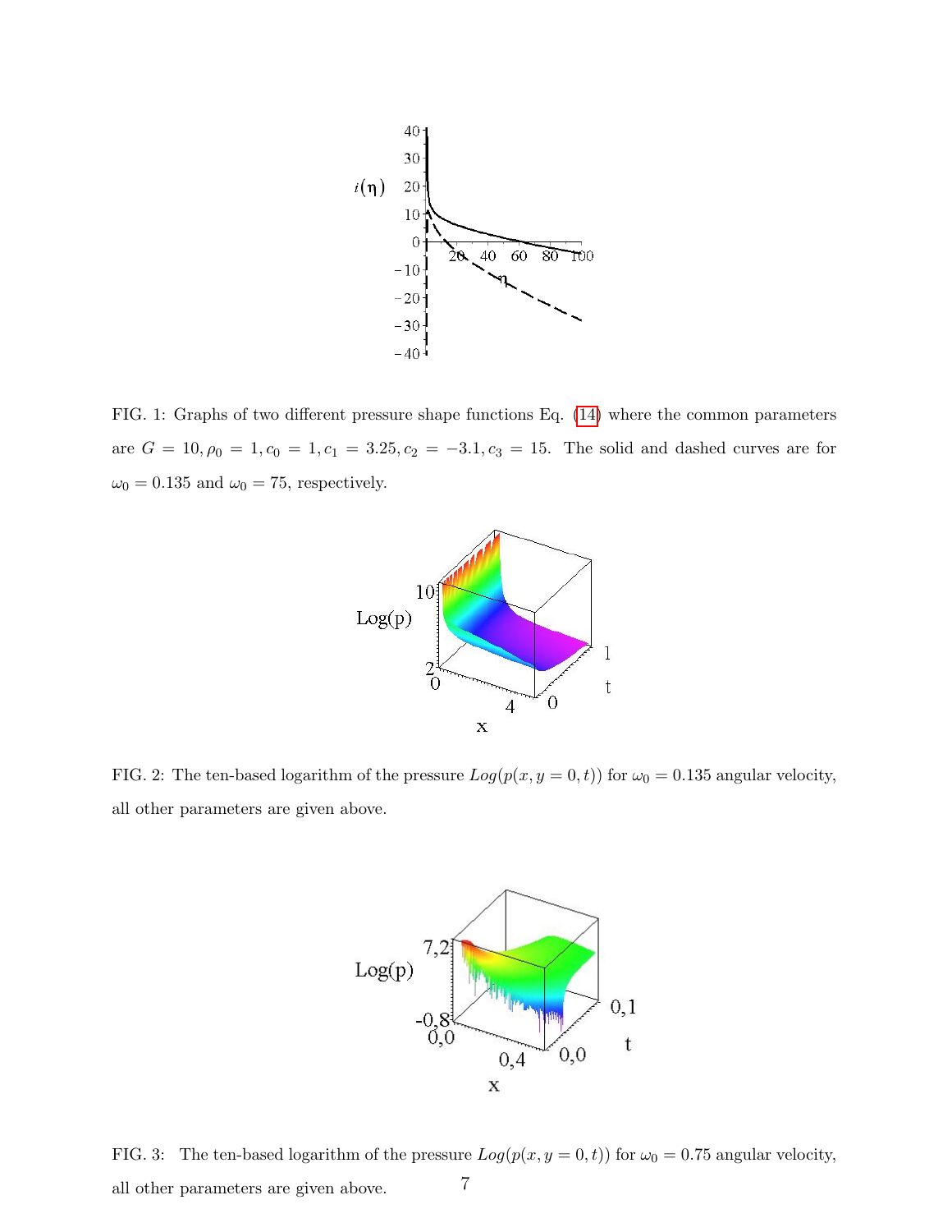FIG. 1: Graphs of two different pressure shape functions Eq. (14) where the common parameters are $G = 10, \rho_0 = 1, c_0 = 1, c_1 = 3.25, c_2 = -3.1, c_3 = 15$. The solid and dashed curves are for $\omega_0 = 0.135$ and $\omega_0 = 75$, respectively.

FIG. 2: The ten-based logarithm of the pressure $Log(p(x, y = 0, t))$ for $\omega_0 = 0.135$ angular velocity, all other parameters are given above.

FIG. 3: The ten-based logarithm of the pressure $Log(p(x, y = 0, t))$ for $\omega_0 = 0.75$ angular velocity, all other parameters are given above.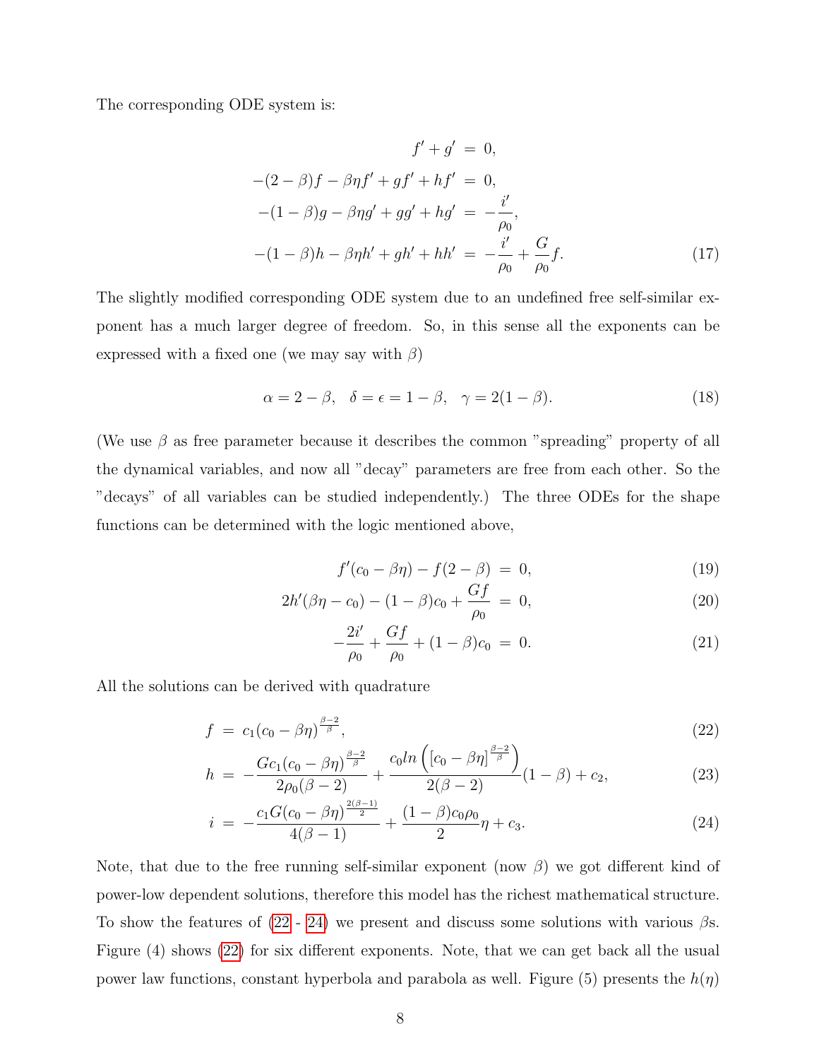The corresponding ODE system is:

$$
\begin{aligned}
f' + g' &= 0, \\
-(2-\beta)f - \beta\eta f' + gf' + hf' &= 0, \\
-(1-\beta)g - \beta\eta g' + gg' + hg' &= -\frac{i'}{\rho_0}, \\
-(1-\beta)h - \beta\eta h' + gh' + hh' &= -\frac{i'}{\rho_0} + \frac{G}{\rho_0}f.
\end{aligned} \tag{17}
$$

The slightly modified corresponding ODE system due to an undefined free self-similar exponent has a much larger degree of freedom. So, in this sense all the exponents can be expressed with a fixed one (we may say with $\beta$)

$$
\alpha = 2-\beta, \quad \delta = \epsilon = 1-\beta, \quad \gamma = 2(1-\beta). \tag{18}
$$

(We use $\beta$ as free parameter because it describes the common "spreading" property of all the dynamical variables, and now all "decay" parameters are free from each other. So the "decays" of all variables can be studied independently.) The three ODEs for the shape functions can be determined with the logic mentioned above,

$$
f'(c_0 - \beta\eta) - f(2-\beta) = 0, \tag{19}
$$

$$
2h'(\beta\eta - c_0) - (1-\beta)c_0 + \frac{Gf}{\rho_0} = 0, \tag{20}
$$

$$
-\frac{2i'}{\rho_0} + \frac{Gf}{\rho_0} + (1-\beta)c_0 = 0. \tag{21}
$$

All the solutions can be derived with quadrature

$$
f = c_1(c_0 - \beta\eta)^{\frac{\beta-2}{\beta}}, \tag{22}
$$

$$
h = -\frac{Gc_1(c_0-\beta\eta)^{\frac{\beta-2}{\beta}}}{2\rho_0(\beta-2)} + \frac{c_0 ln\left([c_0-\beta\eta]^{\frac{\beta-2}{\beta}}\right)}{2(\beta-2)}(1-\beta) + c_2, \tag{23}
$$

$$
i = -\frac{c_1 G(c_0-\beta\eta)^{\frac{2(\beta-1)}{2}}}{4(\beta-1)} + \frac{(1-\beta)c_0\rho_0}{2}\eta + c_3. \tag{24}
$$

Note, that due to the free running self-similar exponent (now $\beta$) we got different kind of power-low dependent solutions, therefore this model has the richest mathematical structure. To show the features of (22 - 24) we present and discuss some solutions with various $\beta$s. Figure (4) shows (22) for six different exponents. Note, that we can get back all the usual power law functions, constant hyperbola and parabola as well. Figure (5) presents the $h(\eta)$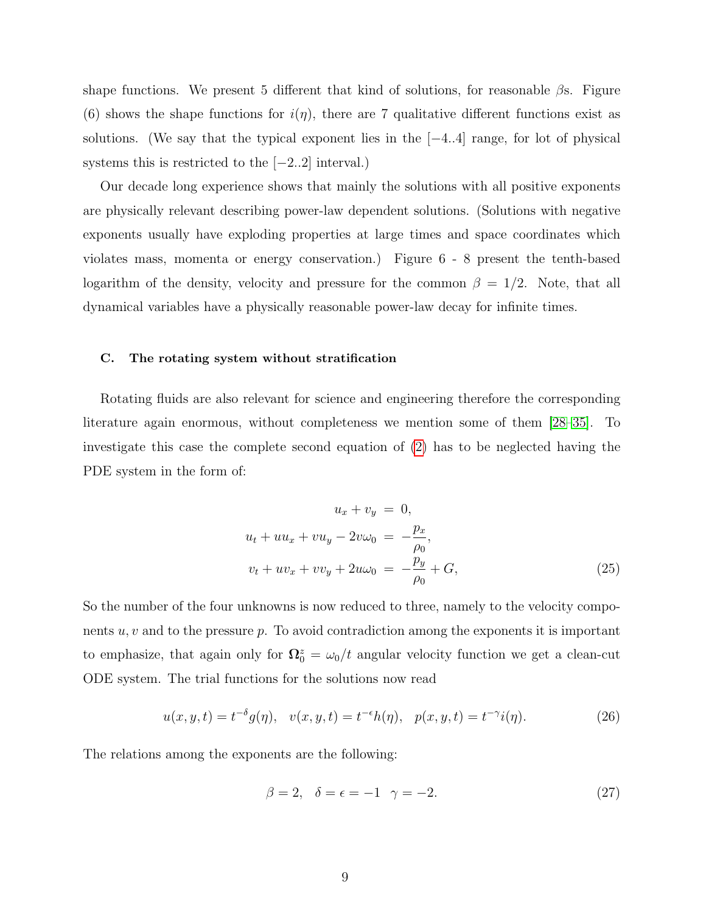shape functions. We present 5 different that kind of solutions, for reasonable $\beta$s. Figure (6) shows the shape functions for $i(\eta)$, there are 7 qualitative different functions exist as solutions. (We say that the typical exponent lies in the $[-4..4]$ range, for lot of physical systems this is restricted to the $[-2..2]$ interval.)

Our decade long experience shows that mainly the solutions with all positive exponents are physically relevant describing power-law dependent solutions. (Solutions with negative exponents usually have exploding properties at large times and space coordinates which violates mass, momenta or energy conservation.) Figure 6 - 8 present the tenth-based logarithm of the density, velocity and pressure for the common $\beta = 1/2$. Note, that all dynamical variables have a physically reasonable power-law decay for infinite times.

### C. The rotating system without stratification

Rotating fluids are also relevant for science and engineering therefore the corresponding literature again enormous, without completeness we mention some of them [28–35]. To investigate this case the complete second equation of (2) has to be neglected having the PDE system in the form of:

$$
\begin{aligned}
u_x + v_y &= 0, \\
u_t + uu_x + vu_y - 2v\omega_0 &= -\frac{p_x}{\rho_0}, \\
v_t + uv_x + vv_y + 2u\omega_0 &= -\frac{p_y}{\rho_0} + G,
\end{aligned}
\tag{25}
$$

So the number of the four unknowns is now reduced to three, namely to the velocity components $u, v$ and to the pressure $p$. To avoid contradiction among the exponents it is important to emphasize, that again only for $\mathbf{\Omega}_0^z = \omega_0/t$ angular velocity function we get a clean-cut ODE system. The trial functions for the solutions now read

$$
u(x,y,t) = t^{-\delta} g(\eta), \quad v(x,y,t) = t^{-\epsilon} h(\eta), \quad p(x,y,t) = t^{-\gamma} i(\eta). \tag{26}
$$

The relations among the exponents are the following:

$$
\beta = 2, \quad \delta = \epsilon = -1 \quad \gamma = -2. \tag{27}
$$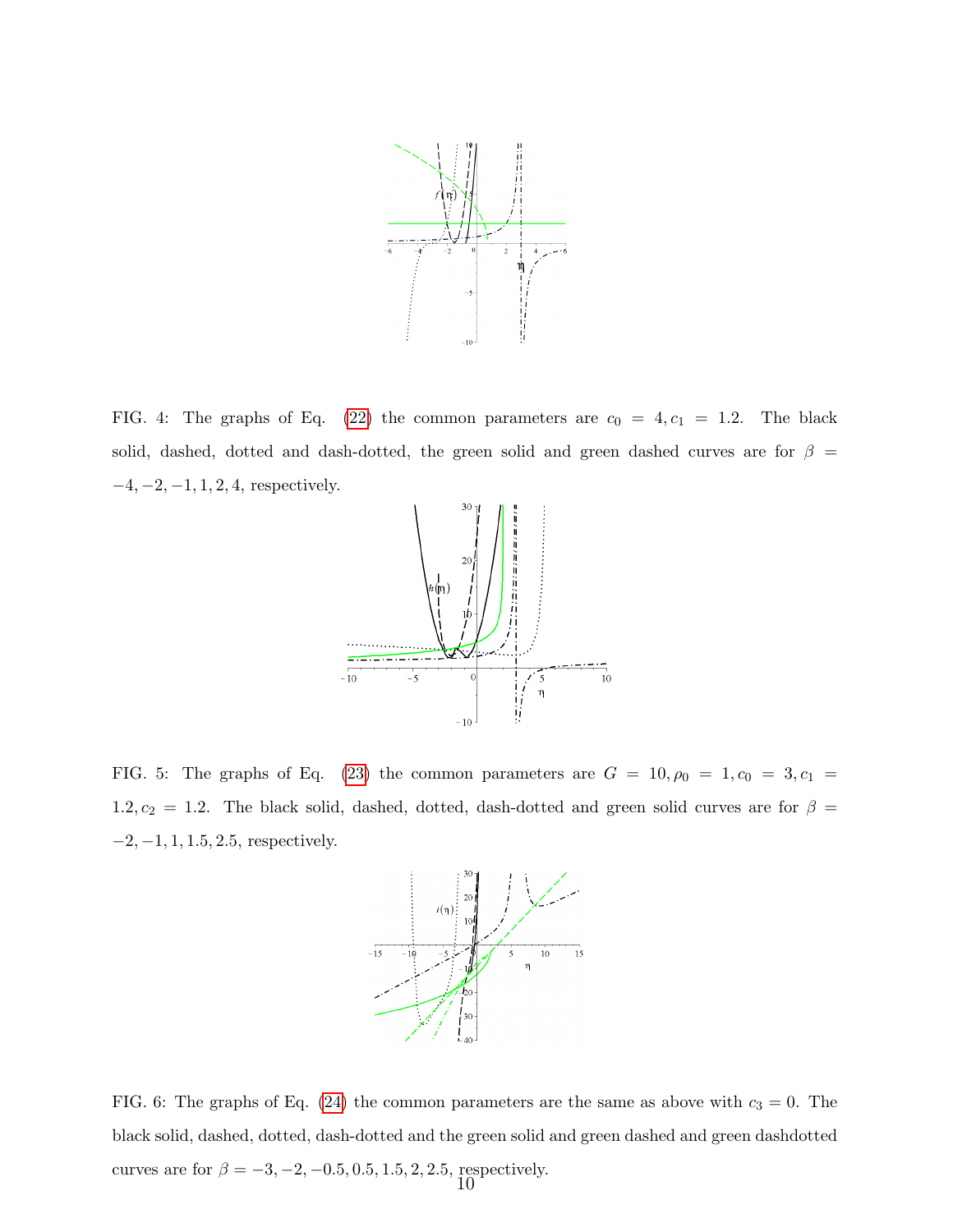FIG. 4: The graphs of Eq. (22) the common parameters are $c_0 = 4, c_1 = 1.2$. The black solid, dashed, dotted and dash-dotted, the green solid and green dashed curves are for $\beta = -4, -2, -1, 1, 2, 4$, respectively.

FIG. 5: The graphs of Eq. (23) the common parameters are $G = 10, \rho_0 = 1, c_0 = 3, c_1 = 1.2, c_2 = 1.2$. The black solid, dashed, dotted, dash-dotted and green solid curves are for $\beta = -2, -1, 1, 1.5, 2.5$, respectively.

FIG. 6: The graphs of Eq. (24) the common parameters are the same as above with $c_3 = 0$. The black solid, dashed, dotted, dash-dotted and the green solid and green dashed and green dashdotted curves are for $\beta = -3, -2, -0.5, 0.5, 1.5, 2, 2.5$, respectively.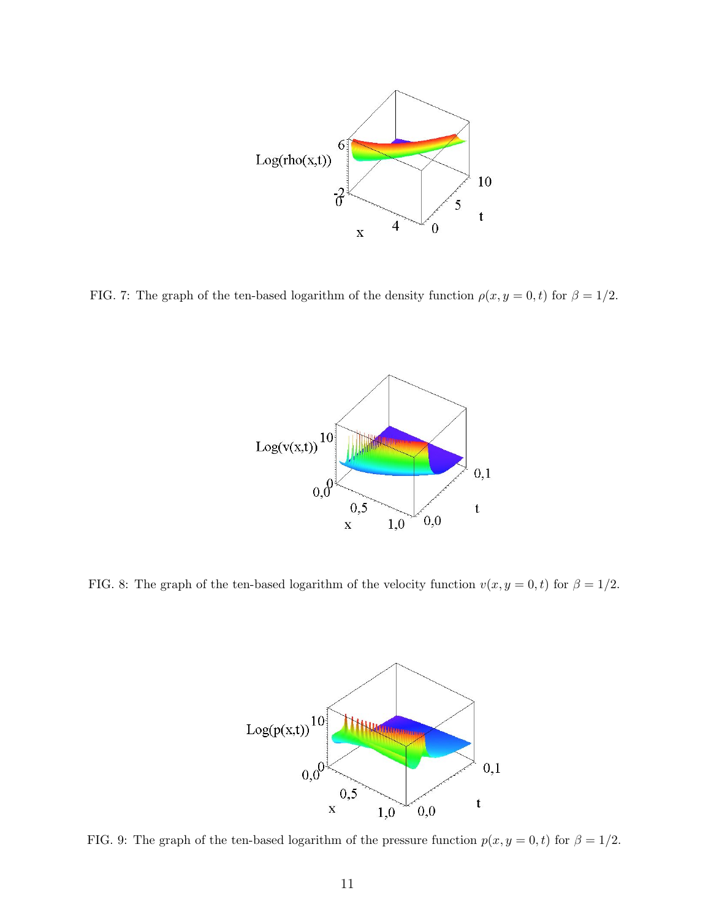FIG. 7: The graph of the ten-based logarithm of the density function $\rho(x, y = 0, t)$ for $\beta = 1/2$.

FIG. 8: The graph of the ten-based logarithm of the velocity function $v(x, y = 0, t)$ for $\beta = 1/2$.

FIG. 9: The graph of the ten-based logarithm of the pressure function $p(x, y = 0, t)$ for $\beta = 1/2$.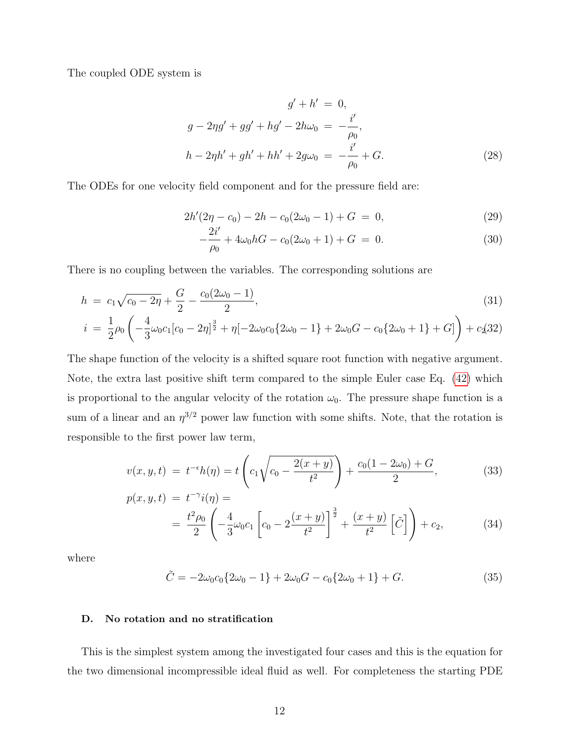The coupled ODE system is

$$
\begin{aligned}
g' + h' &= 0, \\
g - 2\eta g' + gg' + hg' - 2h\omega_0 &= -\frac{i'}{\rho_0}, \\
h - 2\eta h' + gh' + hh' + 2g\omega_0 &= -\frac{i'}{\rho_0} + G.
\end{aligned} \tag{28}
$$

The ODEs for one velocity field component and for the pressure field are:

$$
2h'(2\eta - c_0) - 2h - c_0(2\omega_0 - 1) + G = 0, \tag{29}
$$

$$
-\frac{2i'}{\rho_0} + 4\omega_0 hG - c_0(2\omega_0 + 1) + G = 0. \tag{30}
$$

There is no coupling between the variables. The corresponding solutions are

$$
h = c_1\sqrt{c_0 - 2\eta} + \frac{G}{2} - \frac{c_0(2\omega_0 - 1)}{2}, \tag{31}
$$

$$
i = \frac{1}{2}\rho_0\left(-\frac{4}{3}\omega_0 c_1[c_0 - 2\eta]^{\frac{3}{2}} + \eta[-2\omega_0 c_0\{2\omega_0 - 1\} + 2\omega_0 G - c_0\{2\omega_0 + 1\} + G]\right) + c_2. \tag{32}
$$

The shape function of the velocity is a shifted square root function with negative argument. Note, the extra last positive shift term compared to the simple Euler case Eq. (42) which is proportional to the angular velocity of the rotation $\omega_0$. The pressure shape function is a sum of a linear and an $\eta^{3/2}$ power law function with some shifts. Note, that the rotation is responsible to the first power law term,

$$
v(x,y,t) = t^{-\epsilon}h(\eta) = t\left(c_1\sqrt{c_0 - \frac{2(x+y)}{t^2}}\right) + \frac{c_0(1 - 2\omega_0) + G}{2}, \tag{33}
$$

$$
\begin{aligned}
p(x,y,t) &= t^{-\gamma}i(\eta) = \\
&= \frac{t^2\rho_0}{2}\left(-\frac{4}{3}\omega_0 c_1\left[c_0 - 2\frac{(x+y)}{t^2}\right]^{\frac{3}{2}} + \frac{(x+y)}{t^2}\left[\tilde{C}\right]\right) + c_2,
\end{aligned} \tag{34}
$$

where

$$
\tilde{C} = -2\omega_0 c_0\{2\omega_0 - 1\} + 2\omega_0 G - c_0\{2\omega_0 + 1\} + G. \tag{35}
$$

### D. No rotation and no stratification

This is the simplest system among the investigated four cases and this is the equation for the two dimensional incompressible ideal fluid as well. For completeness the starting PDE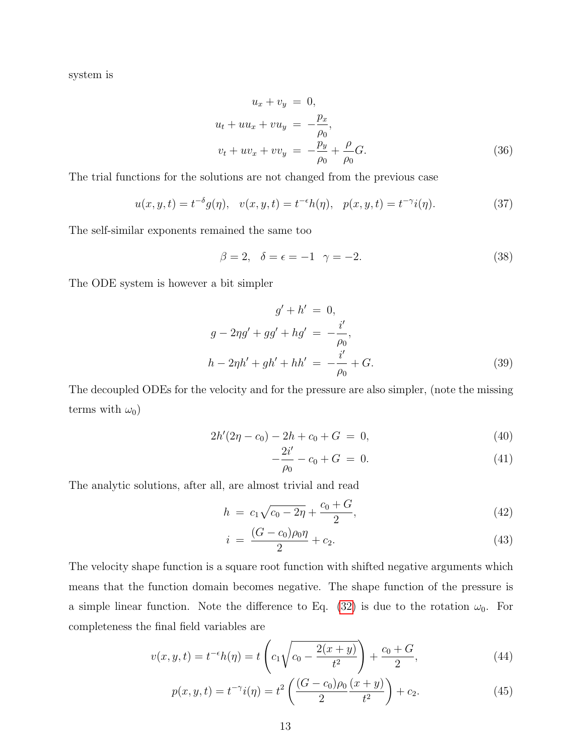system is

$$
\begin{aligned}
u_x + v_y &= 0, \\
u_t + u u_x + v u_y &= -\frac{p_x}{\rho_0}, \\
v_t + u v_x + v v_y &= -\frac{p_y}{\rho_0} + \frac{\rho}{\rho_0} G.
\end{aligned} \tag{36}
$$

The trial functions for the solutions are not changed from the previous case

$$
u(x,y,t) = t^{-\delta} g(\eta), \quad v(x,y,t) = t^{-\epsilon} h(\eta), \quad p(x,y,t) = t^{-\gamma} i(\eta). \tag{37}
$$

The self-similar exponents remained the same too

$$
\beta = 2, \quad \delta = \epsilon = -1 \quad \gamma = -2. \tag{38}
$$

The ODE system is however a bit simpler

$$
\begin{aligned}
g' + h' &= 0, \\
g - 2\eta g' + g g' + h g' &= -\frac{i'}{\rho_0}, \\
h - 2\eta h' + g h' + h h' &= -\frac{i'}{\rho_0} + G.
\end{aligned} \tag{39}
$$

The decoupled ODEs for the velocity and for the pressure are also simpler, (note the missing terms with $\omega_0$)

$$
2h'(2\eta - c_0) - 2h + c_0 + G = 0, \tag{40}
$$

$$
-\frac{2i'}{\rho_0} - c_0 + G = 0. \tag{41}
$$

The analytic solutions, after all, are almost trivial and read

$$
h = c_1 \sqrt{c_0 - 2\eta} + \frac{c_0 + G}{2}, \tag{42}
$$

$$
i = \frac{(G - c_0)\rho_0 \eta}{2} + c_2. \tag{43}
$$

The velocity shape function is a square root function with shifted negative arguments which means that the function domain becomes negative. The shape function of the pressure is a simple linear function. Note the difference to Eq. (32) is due to the rotation $\omega_0$. For completeness the final field variables are

$$
v(x,y,t) = t^{-\epsilon} h(\eta) = t \left( c_1 \sqrt{c_0 - \frac{2(x+y)}{t^2}} \right) + \frac{c_0 + G}{2}, \tag{44}
$$

$$
p(x,y,t) = t^{-\gamma} i(\eta) = t^2 \left( \frac{(G - c_0)\rho_0}{2} \frac{(x+y)}{t^2} \right) + c_2. \tag{45}
$$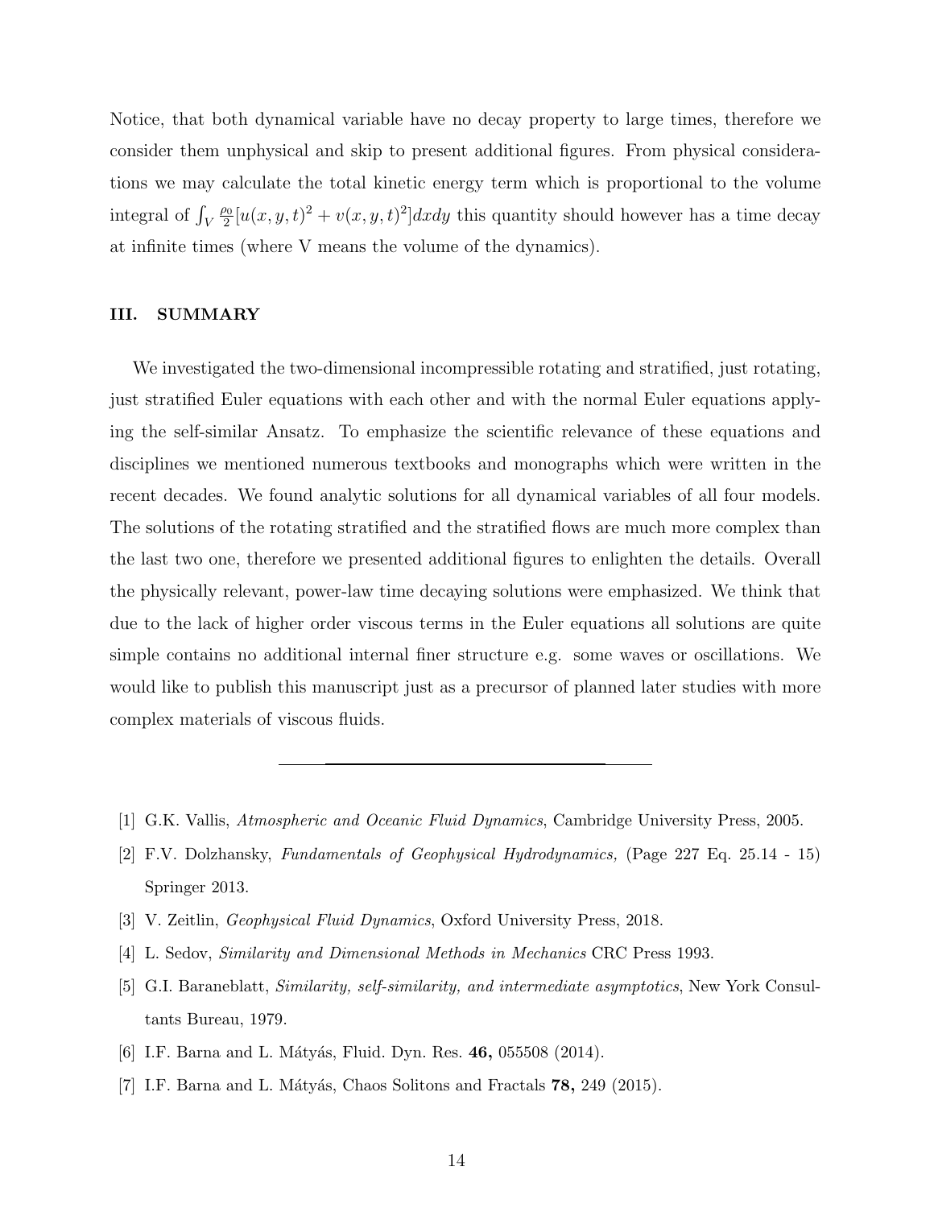Notice, that both dynamical variable have no decay property to large times, therefore we consider them unphysical and skip to present additional figures. From physical considerations we may calculate the total kinetic energy term which is proportional to the volume integral of $\int_V \frac{\rho_0}{2}[u(x,y,t)^2 + v(x,y,t)^2]dxdy$ this quantity should however has a time decay at infinite times (where V means the volume of the dynamics).

## III. SUMMARY

We investigated the two-dimensional incompressible rotating and stratified, just rotating, just stratified Euler equations with each other and with the normal Euler equations applying the self-similar Ansatz. To emphasize the scientific relevance of these equations and disciplines we mentioned numerous textbooks and monographs which were written in the recent decades. We found analytic solutions for all dynamical variables of all four models. The solutions of the rotating stratified and the stratified flows are much more complex than the last two one, therefore we presented additional figures to enlighten the details. Overall the physically relevant, power-law time decaying solutions were emphasized. We think that due to the lack of higher order viscous terms in the Euler equations all solutions are quite simple contains no additional internal finer structure e.g. some waves or oscillations. We would like to publish this manuscript just as a precursor of planned later studies with more complex materials of viscous fluids.

---

[1] G.K. Vallis, *Atmospheric and Oceanic Fluid Dynamics*, Cambridge University Press, 2005.

[2] F.V. Dolzhansky, *Fundamentals of Geophysical Hydrodynamics,* (Page 227 Eq. 25.14 - 15) Springer 2013.

[3] V. Zeitlin, *Geophysical Fluid Dynamics*, Oxford University Press, 2018.

[4] L. Sedov, *Similarity and Dimensional Methods in Mechanics* CRC Press 1993.

[5] G.I. Baraneblatt, *Similarity, self-similarity, and intermediate asymptotics*, New York Consultants Bureau, 1979.

[6] I.F. Barna and L. Mátyás, Fluid. Dyn. Res. **46,** 055508 (2014).

[7] I.F. Barna and L. Mátyás, Chaos Solitons and Fractals **78,** 249 (2015).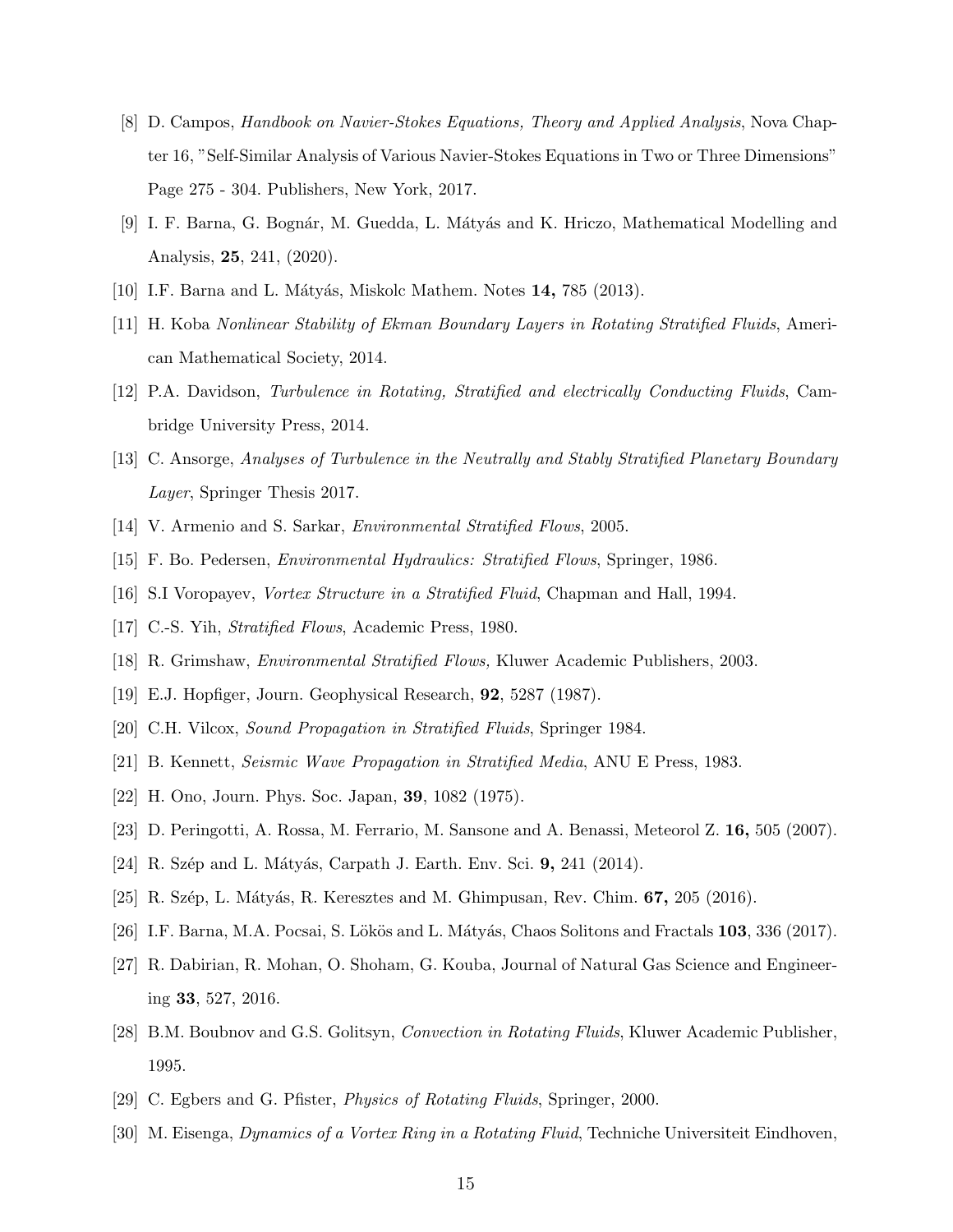[8] D. Campos, *Handbook on Navier-Stokes Equations, Theory and Applied Analysis*, Nova Chapter 16, "Self-Similar Analysis of Various Navier-Stokes Equations in Two or Three Dimensions" Page 275 - 304. Publishers, New York, 2017.

[9] I. F. Barna, G. Bognár, M. Guedda, L. Mátyás and K. Hriczo, Mathematical Modelling and Analysis, **25**, 241, (2020).

[10] I.F. Barna and L. Mátyás, Miskolc Mathem. Notes **14,** 785 (2013).

[11] H. Koba *Nonlinear Stability of Ekman Boundary Layers in Rotating Stratified Fluids*, American Mathematical Society, 2014.

[12] P.A. Davidson, *Turbulence in Rotating, Stratified and electrically Conducting Fluids*, Cambridge University Press, 2014.

[13] C. Ansorge, *Analyses of Turbulence in the Neutrally and Stably Stratified Planetary Boundary Layer*, Springer Thesis 2017.

[14] V. Armenio and S. Sarkar, *Environmental Stratified Flows*, 2005.

[15] F. Bo. Pedersen, *Environmental Hydraulics: Stratified Flows*, Springer, 1986.

[16] S.I Voropayev, *Vortex Structure in a Stratified Fluid*, Chapman and Hall, 1994.

[17] C.-S. Yih, *Stratified Flows*, Academic Press, 1980.

[18] R. Grimshaw, *Environmental Stratified Flows,* Kluwer Academic Publishers, 2003.

[19] E.J. Hopfiger, Journ. Geophysical Research, **92**, 5287 (1987).

[20] C.H. Vilcox, *Sound Propagation in Stratified Fluids*, Springer 1984.

[21] B. Kennett, *Seismic Wave Propagation in Stratified Media*, ANU E Press, 1983.

[22] H. Ono, Journ. Phys. Soc. Japan, **39**, 1082 (1975).

[23] D. Peringotti, A. Rossa, M. Ferrario, M. Sansone and A. Benassi, Meteorol Z. **16,** 505 (2007).

[24] R. Szép and L. Mátyás, Carpath J. Earth. Env. Sci. **9,** 241 (2014).

[25] R. Szép, L. Mátyás, R. Keresztes and M. Ghimpusan, Rev. Chim. **67,** 205 (2016).

[26] I.F. Barna, M.A. Pocsai, S. Lökös and L. Mátyás, Chaos Solitons and Fractals **103**, 336 (2017).

[27] R. Dabirian, R. Mohan, O. Shoham, G. Kouba, Journal of Natural Gas Science and Engineering **33**, 527, 2016.

[28] B.M. Boubnov and G.S. Golitsyn, *Convection in Rotating Fluids*, Kluwer Academic Publisher, 1995.

[29] C. Egbers and G. Pfister, *Physics of Rotating Fluids*, Springer, 2000.

[30] M. Eisenga, *Dynamics of a Vortex Ring in a Rotating Fluid*, Techniche Universiteit Eindhoven,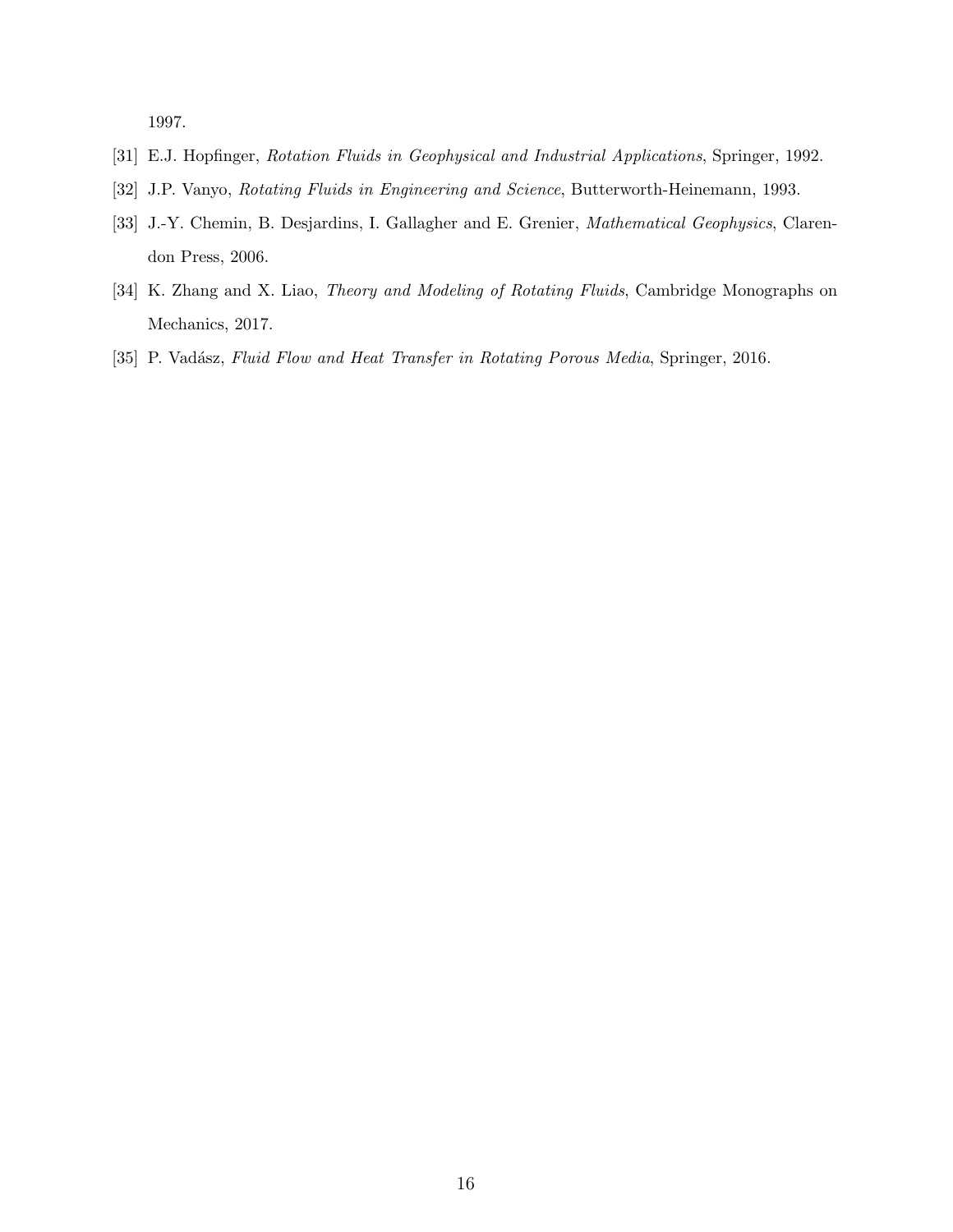1997.

[31] E.J. Hopfinger, *Rotation Fluids in Geophysical and Industrial Applications*, Springer, 1992.

[32] J.P. Vanyo, *Rotating Fluids in Engineering and Science*, Butterworth-Heinemann, 1993.

[33] J.-Y. Chemin, B. Desjardins, I. Gallagher and E. Grenier, *Mathematical Geophysics*, Clarendon Press, 2006.

[34] K. Zhang and X. Liao, *Theory and Modeling of Rotating Fluids*, Cambridge Monographs on Mechanics, 2017.

[35] P. Vadász, *Fluid Flow and Heat Transfer in Rotating Porous Media*, Springer, 2016.